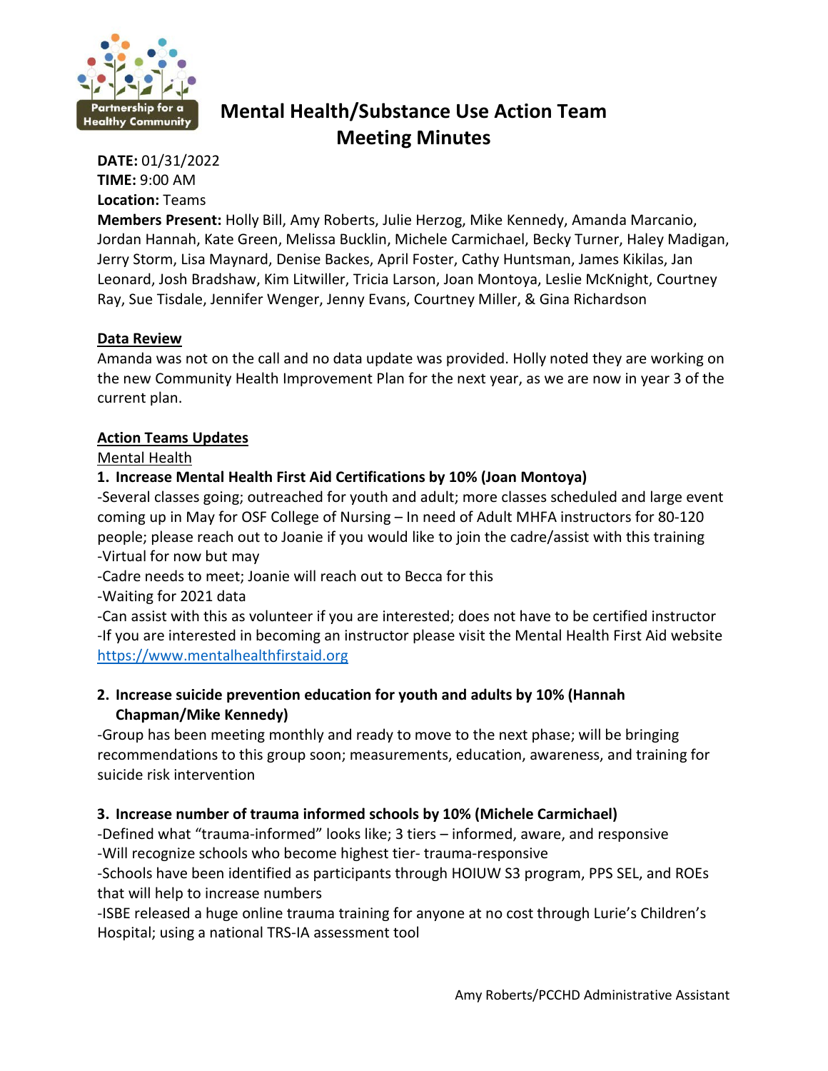# Mental Health/Substance Use Action Team Meeting Minutes

**DATE:** 01/31/2022
**TIME:** 9:00 AM
**Location:** Teams
**Members Present:** Holly Bill, Amy Roberts, Julie Herzog, Mike Kennedy, Amanda Marcanio, Jordan Hannah, Kate Green, Melissa Bucklin, Michele Carmichael, Becky Turner, Haley Madigan, Jerry Storm, Lisa Maynard, Denise Backes, April Foster, Cathy Huntsman, James Kikilas, Jan Leonard, Josh Bradshaw, Kim Litwiller, Tricia Larson, Joan Montoya, Leslie McKnight, Courtney Ray, Sue Tisdale, Jennifer Wenger, Jenny Evans, Courtney Miller, & Gina Richardson

## Data Review

Amanda was not on the call and no data update was provided. Holly noted they are working on the new Community Health Improvement Plan for the next year, as we are now in year 3 of the current plan.

## Action Teams Updates

Mental Health

**1. Increase Mental Health First Aid Certifications by 10% (Joan Montoya)**

-Several classes going; outreached for youth and adult; more classes scheduled and large event coming up in May for OSF College of Nursing – In need of Adult MHFA instructors for 80-120 people; please reach out to Joanie if you would like to join the cadre/assist with this training
-Virtual for now but may
-Cadre needs to meet; Joanie will reach out to Becca for this
-Waiting for 2021 data
-Can assist with this as volunteer if you are interested; does not have to be certified instructor
-If you are interested in becoming an instructor please visit the Mental Health First Aid website https://www.mentalhealthfirstaid.org

**2. Increase suicide prevention education for youth and adults by 10% (Hannah Chapman/Mike Kennedy)**

-Group has been meeting monthly and ready to move to the next phase; will be bringing recommendations to this group soon; measurements, education, awareness, and training for suicide risk intervention

**3. Increase number of trauma informed schools by 10% (Michele Carmichael)**

-Defined what "trauma-informed" looks like; 3 tiers – informed, aware, and responsive
-Will recognize schools who become highest tier- trauma-responsive
-Schools have been identified as participants through HOIUW S3 program, PPS SEL, and ROEs that will help to increase numbers
-ISBE released a huge online trauma training for anyone at no cost through Lurie's Children's Hospital; using a national TRS-IA assessment tool

Amy Roberts/PCCHD Administrative Assistant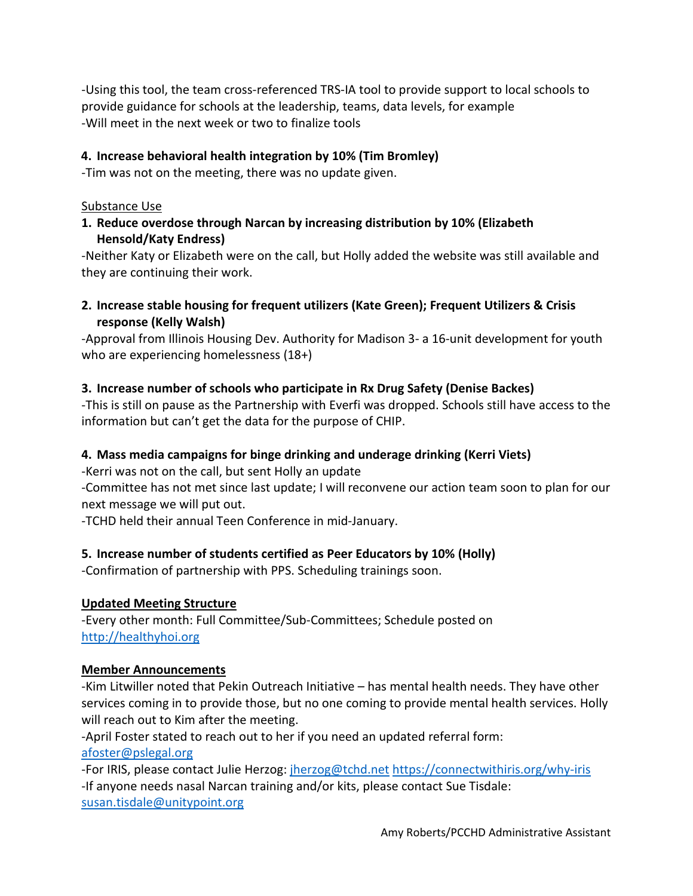-Using this tool, the team cross-referenced TRS-IA tool to provide support to local schools to provide guidance for schools at the leadership, teams, data levels, for example
-Will meet in the next week or two to finalize tools

**4. Increase behavioral health integration by 10% (Tim Bromley)**

-Tim was not on the meeting, there was no update given.

Substance Use

**1. Reduce overdose through Narcan by increasing distribution by 10% (Elizabeth Hensold/Katy Endress)**

-Neither Katy or Elizabeth were on the call, but Holly added the website was still available and they are continuing their work.

**2. Increase stable housing for frequent utilizers (Kate Green); Frequent Utilizers & Crisis response (Kelly Walsh)**

-Approval from Illinois Housing Dev. Authority for Madison 3- a 16-unit development for youth who are experiencing homelessness (18+)

**3. Increase number of schools who participate in Rx Drug Safety (Denise Backes)**

-This is still on pause as the Partnership with Everfi was dropped. Schools still have access to the information but can't get the data for the purpose of CHIP.

**4. Mass media campaigns for binge drinking and underage drinking (Kerri Viets)**

-Kerri was not on the call, but sent Holly an update
-Committee has not met since last update; I will reconvene our action team soon to plan for our next message we will put out.
-TCHD held their annual Teen Conference in mid-January.

**5. Increase number of students certified as Peer Educators by 10% (Holly)**

-Confirmation of partnership with PPS. Scheduling trainings soon.

**Updated Meeting Structure**

-Every other month: Full Committee/Sub-Committees; Schedule posted on http://healthyhoi.org

**Member Announcements**

-Kim Litwiller noted that Pekin Outreach Initiative – has mental health needs. They have other services coming in to provide those, but no one coming to provide mental health services. Holly will reach out to Kim after the meeting.
-April Foster stated to reach out to her if you need an updated referral form: afoster@pslegal.org
-For IRIS, please contact Julie Herzog: jherzog@tchd.net https://connectwithiris.org/why-iris
-If anyone needs nasal Narcan training and/or kits, please contact Sue Tisdale: susan.tisdale@unitypoint.org

Amy Roberts/PCCHD Administrative Assistant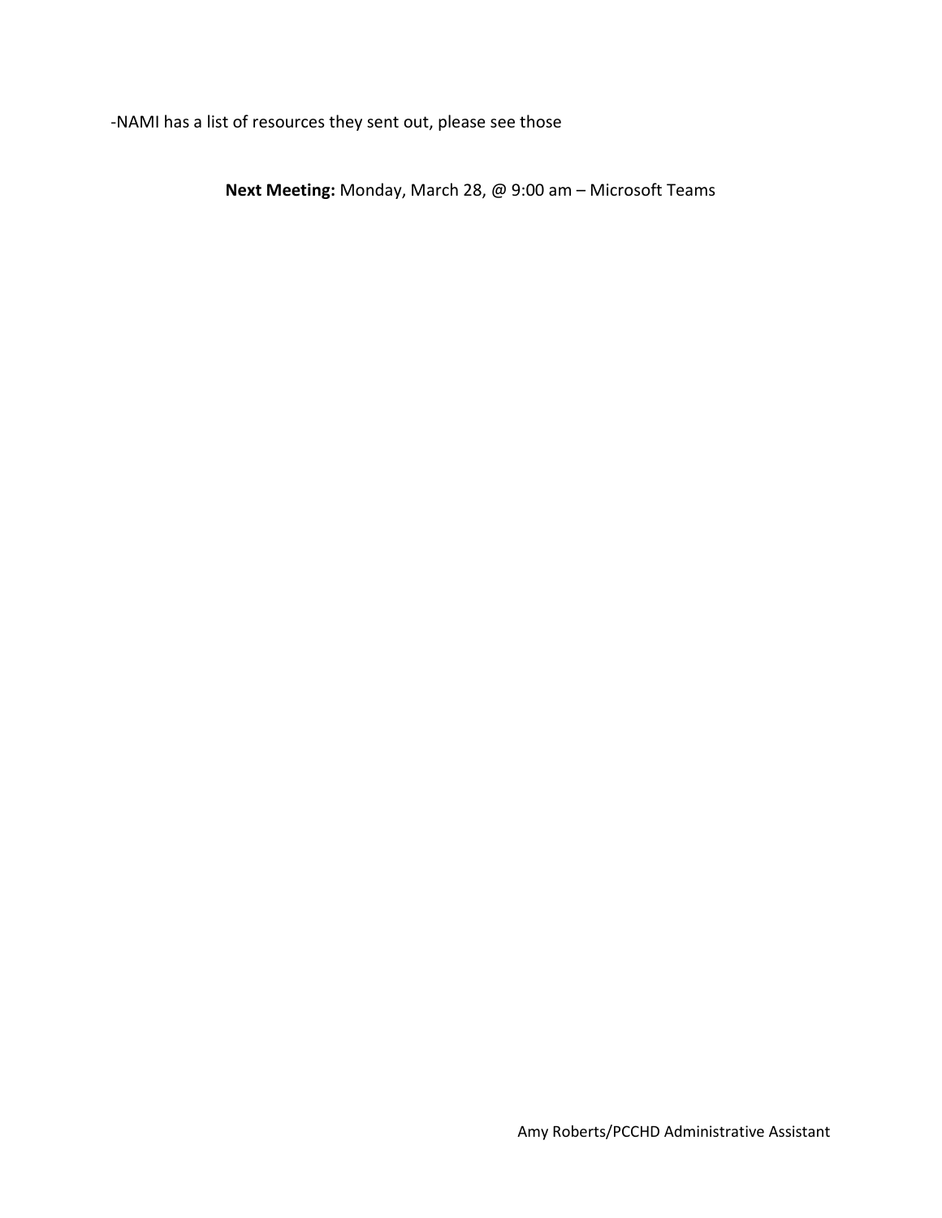-NAMI has a list of resources they sent out, please see those

**Next Meeting:** Monday, March 28, @ 9:00 am – Microsoft Teams

Amy Roberts/PCCHD Administrative Assistant